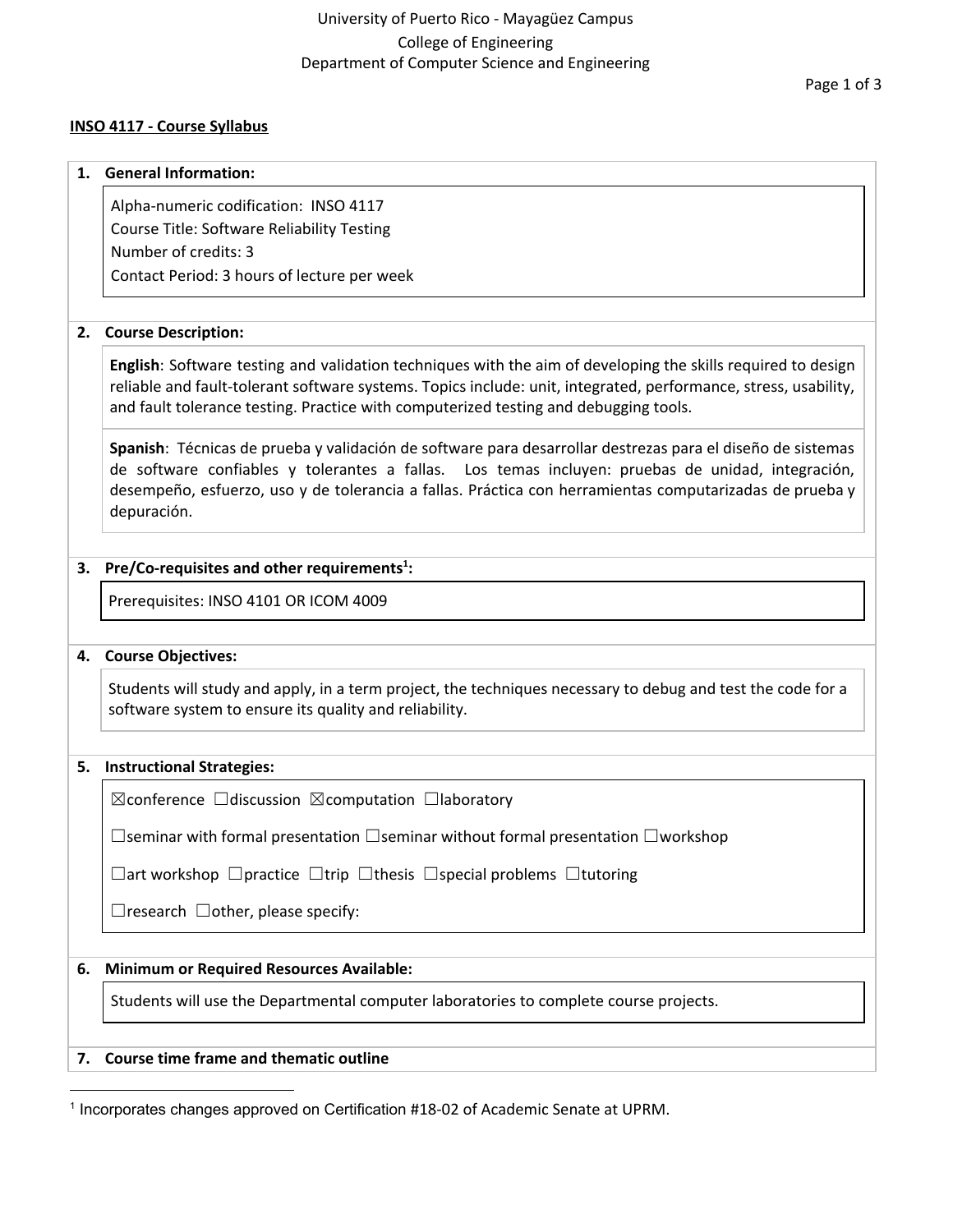University of Puerto Rico - Mayagüez Campus
College of Engineering
Department of Computer Science and Engineering

## INSO 4117 - Course Syllabus

### 1. General Information:

Alpha-numeric codification: INSO 4117
Course Title: Software Reliability Testing
Number of credits: 3
Contact Period: 3 hours of lecture per week

### 2. Course Description:

**English**: Software testing and validation techniques with the aim of developing the skills required to design reliable and fault-tolerant software systems. Topics include: unit, integrated, performance, stress, usability, and fault tolerance testing. Practice with computerized testing and debugging tools.

**Spanish**: Técnicas de prueba y validación de software para desarrollar destrezas para el diseño de sistemas de software confiables y tolerantes a fallas. Los temas incluyen: pruebas de unidad, integración, desempeño, esfuerzo, uso y de tolerancia a fallas. Práctica con herramientas computarizadas de prueba y depuración.

### 3. Pre/Co-requisites and other requirements[1]:

Prerequisites: INSO 4101 OR ICOM 4009

### 4. Course Objectives:

Students will study and apply, in a term project, the techniques necessary to debug and test the code for a software system to ensure its quality and reliability.

### 5. Instructional Strategies:

☒conference ☐discussion ☒computation ☐laboratory

☐seminar with formal presentation ☐seminar without formal presentation ☐workshop

☐art workshop ☐practice ☐trip ☐thesis ☐special problems ☐tutoring

☐research ☐other, please specify:

### 6. Minimum or Required Resources Available:

Students will use the Departmental computer laboratories to complete course projects.

### 7. Course time frame and thematic outline

[1] Incorporates changes approved on Certification #18-02 of Academic Senate at UPRM.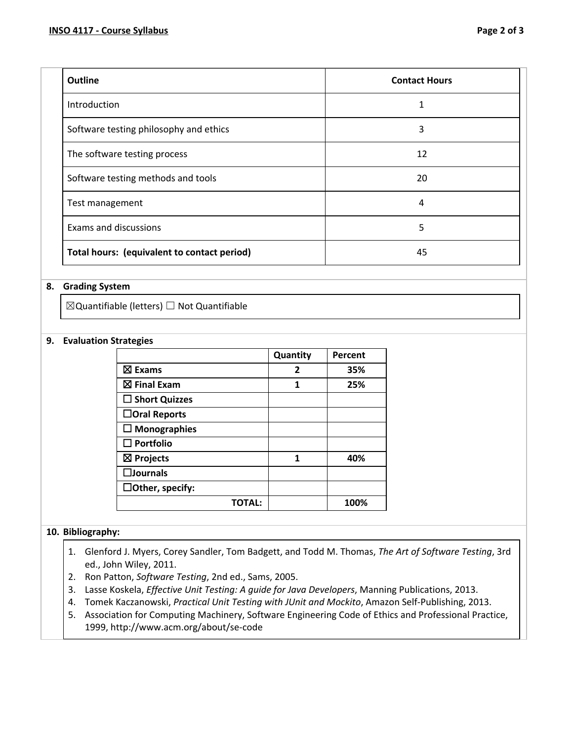| Outline | Contact Hours |
|---|---|
| Introduction | 1 |
| Software testing philosophy and ethics | 3 |
| The software testing process | 12 |
| Software testing methods and tools | 20 |
| Test management | 4 |
| Exams and discussions | 5 |
| **Total hours: (equivalent to contact period)** | 45 |

## 8. Grading System

☒Quantifiable (letters) ☐ Not Quantifiable

## 9. Evaluation Strategies

| | Quantity | Percent |
|---|---|---|
| ☒ **Exams** | **2** | **35%** |
| ☒ **Final Exam** | **1** | **25%** |
| ☐ **Short Quizzes** | | |
| ☐**Oral Reports** | | |
| ☐ **Monographies** | | |
| ☐ **Portfolio** | | |
| ☒ **Projects** | **1** | **40%** |
| ☐**Journals** | | |
| ☐**Other, specify:** | | |
| **TOTAL:** | | **100%** |

## 10. Bibliography:

1. Glenford J. Myers, Corey Sandler, Tom Badgett, and Todd M. Thomas, *The Art of Software Testing*, 3rd ed., John Wiley, 2011.
2. Ron Patton, *Software Testing*, 2nd ed., Sams, 2005.
3. Lasse Koskela, *Effective Unit Testing: A guide for Java Developers*, Manning Publications, 2013.
4. Tomek Kaczanowski, *Practical Unit Testing with JUnit and Mockito*, Amazon Self-Publishing, 2013.
5. Association for Computing Machinery, Software Engineering Code of Ethics and Professional Practice, 1999, http://www.acm.org/about/se-code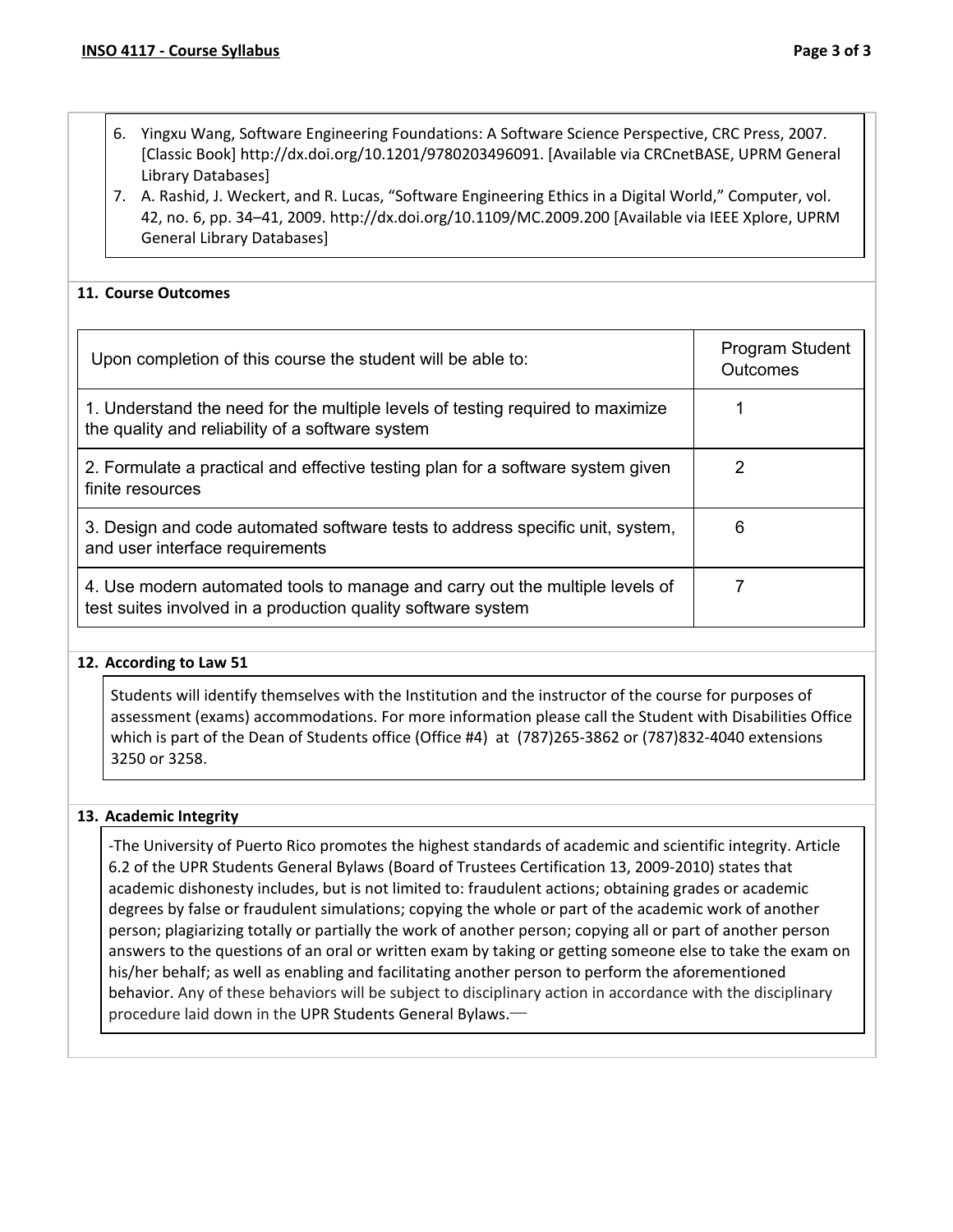6. Yingxu Wang, Software Engineering Foundations: A Software Science Perspective, CRC Press, 2007. [Classic Book] http://dx.doi.org/10.1201/9780203496091. [Available via CRCnetBASE, UPRM General Library Databases]
7. A. Rashid, J. Weckert, and R. Lucas, "Software Engineering Ethics in a Digital World," Computer, vol. 42, no. 6, pp. 34–41, 2009. http://dx.doi.org/10.1109/MC.2009.200 [Available via IEEE Xplore, UPRM General Library Databases]

## 11. Course Outcomes

| Upon completion of this course the student will be able to: | Program Student Outcomes |
|---|---|
| 1. Understand the need for the multiple levels of testing required to maximize the quality and reliability of a software system | 1 |
| 2. Formulate a practical and effective testing plan for a software system given finite resources | 2 |
| 3. Design and code automated software tests to address specific unit, system, and user interface requirements | 6 |
| 4. Use modern automated tools to manage and carry out the multiple levels of test suites involved in a production quality software system | 7 |

## 12. According to Law 51

Students will identify themselves with the Institution and the instructor of the course for purposes of assessment (exams) accommodations. For more information please call the Student with Disabilities Office which is part of the Dean of Students office (Office #4) at (787)265-3862 or (787)832-4040 extensions 3250 or 3258.

## 13. Academic Integrity

-The University of Puerto Rico promotes the highest standards of academic and scientific integrity. Article 6.2 of the UPR Students General Bylaws (Board of Trustees Certification 13, 2009-2010) states that academic dishonesty includes, but is not limited to: fraudulent actions; obtaining grades or academic degrees by false or fraudulent simulations; copying the whole or part of the academic work of another person; plagiarizing totally or partially the work of another person; copying all or part of another person answers to the questions of an oral or written exam by taking or getting someone else to take the exam on his/her behalf; as well as enabling and facilitating another person to perform the aforementioned behavior. Any of these behaviors will be subject to disciplinary action in accordance with the disciplinary procedure laid down in the UPR Students General Bylaws.